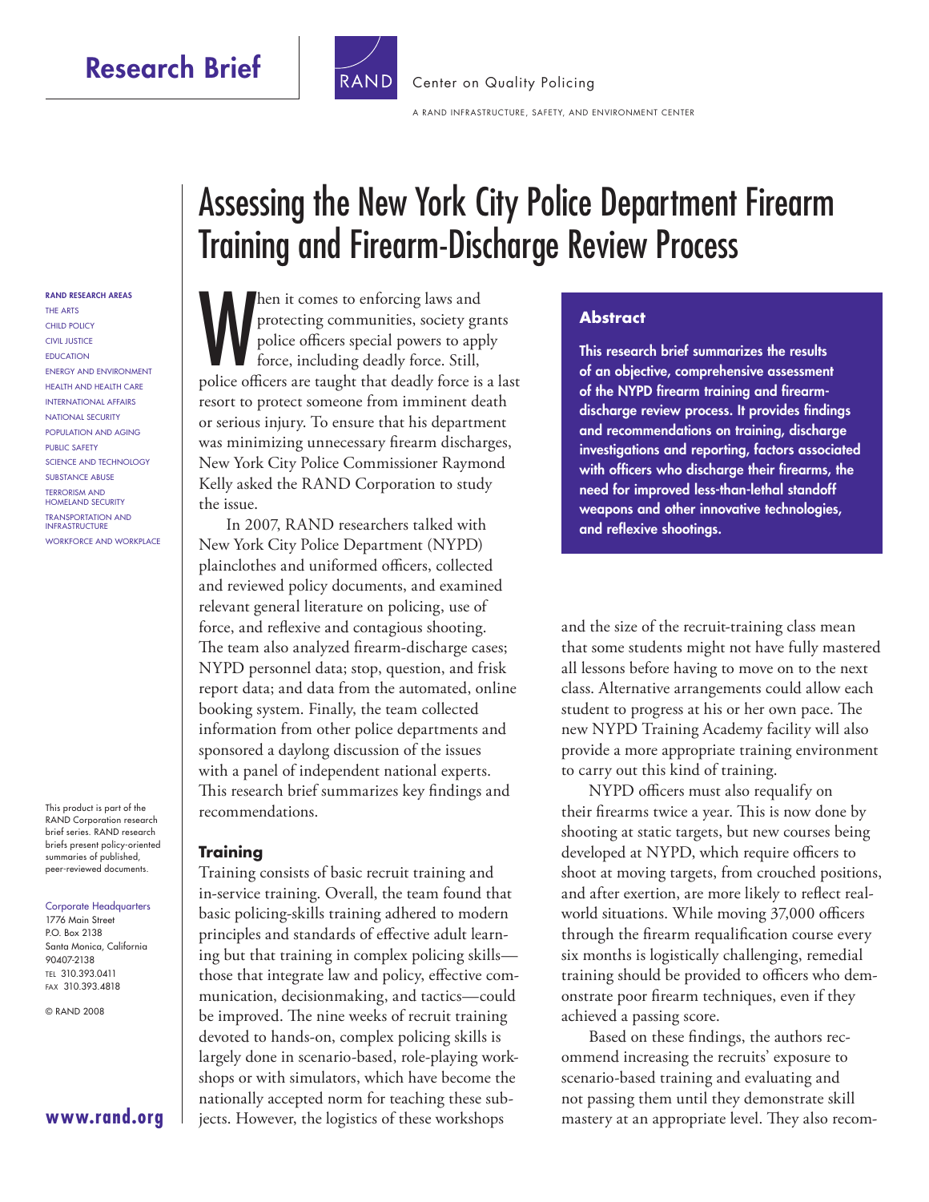# Research Brief

RAND Center on Quality Policing

A RAND INFRASTRUCTURE, SAFETY, AND ENVIRONMENT CENTER

# Assessing the New York City Police Department Firearm Training and Firearm-Discharge Review Process

RAND RESEARCH AREAS
THE ARTS
CHILD POLICY
CIVIL JUSTICE
EDUCATION
ENERGY AND ENVIRONMENT
HEALTH AND HEALTH CARE
INTERNATIONAL AFFAIRS
NATIONAL SECURITY
POPULATION AND AGING
PUBLIC SAFETY
SCIENCE AND TECHNOLOGY
SUBSTANCE ABUSE
TERRORISM AND HOMELAND SECURITY
TRANSPORTATION AND INFRASTRUCTURE
WORKFORCE AND WORKPLACE

This product is part of the RAND Corporation research brief series. RAND research briefs present policy-oriented summaries of published, peer-reviewed documents.

Corporate Headquarters
1776 Main Street
P.O. Box 2138
Santa Monica, California 90407-2138
TEL 310.393.0411
FAX 310.393.4818

© RAND 2008

www.rand.org

### Abstract

**This research brief summarizes the results of an objective, comprehensive assessment of the NYPD firearm training and firearm-discharge review process. It provides findings and recommendations on training, discharge investigations and reporting, factors associated with officers who discharge their firearms, the need for improved less-than-lethal standoff weapons and other innovative technologies, and reflexive shootings.**

When it comes to enforcing laws and protecting communities, society grants police officers special powers to apply force, including deadly force. Still, police officers are taught that deadly force is a last resort to protect someone from imminent death or serious injury. To ensure that his department was minimizing unnecessary firearm discharges, New York City Police Commissioner Raymond Kelly asked the RAND Corporation to study the issue.

In 2007, RAND researchers talked with New York City Police Department (NYPD) plainclothes and uniformed officers, collected and reviewed policy documents, and examined relevant general literature on policing, use of force, and reflexive and contagious shooting. The team also analyzed firearm-discharge cases; NYPD personnel data; stop, question, and frisk report data; and data from the automated, online booking system. Finally, the team collected information from other police departments and sponsored a daylong discussion of the issues with a panel of independent national experts. This research brief summarizes key findings and recommendations.

## Training

Training consists of basic recruit training and in-service training. Overall, the team found that basic policing-skills training adhered to modern principles and standards of effective adult learning but that training in complex policing skills—those that integrate law and policy, effective communication, decisionmaking, and tactics—could be improved. The nine weeks of recruit training devoted to hands-on, complex policing skills is largely done in scenario-based, role-playing workshops or with simulators, which have become the nationally accepted norm for teaching these subjects. However, the logistics of these workshops and the size of the recruit-training class mean that some students might not have fully mastered all lessons before having to move on to the next class. Alternative arrangements could allow each student to progress at his or her own pace. The new NYPD Training Academy facility will also provide a more appropriate training environment to carry out this kind of training.

NYPD officers must also requalify on their firearms twice a year. This is now done by shooting at static targets, but new courses being developed at NYPD, which require officers to shoot at moving targets, from crouched positions, and after exertion, are more likely to reflect real-world situations. While moving 37,000 officers through the firearm requalification course every six months is logistically challenging, remedial training should be provided to officers who demonstrate poor firearm techniques, even if they achieved a passing score.

Based on these findings, the authors recommend increasing the recruits' exposure to scenario-based training and evaluating and not passing them until they demonstrate skill mastery at an appropriate level. They also recom-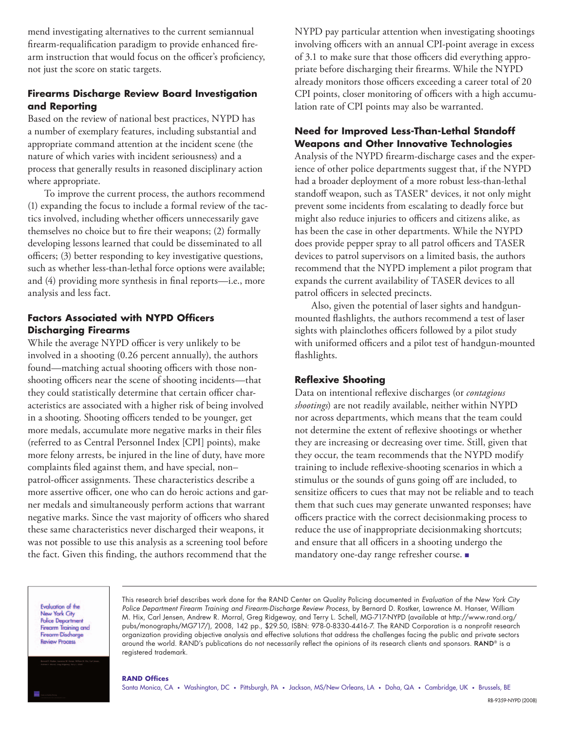mend investigating alternatives to the current semiannual firearm-requalification paradigm to provide enhanced firearm instruction that would focus on the officer's proficiency, not just the score on static targets.

## Firearms Discharge Review Board Investigation and Reporting

Based on the review of national best practices, NYPD has a number of exemplary features, including substantial and appropriate command attention at the incident scene (the nature of which varies with incident seriousness) and a process that generally results in reasoned disciplinary action where appropriate.

To improve the current process, the authors recommend (1) expanding the focus to include a formal review of the tactics involved, including whether officers unnecessarily gave themselves no choice but to fire their weapons; (2) formally developing lessons learned that could be disseminated to all officers; (3) better responding to key investigative questions, such as whether less-than-lethal force options were available; and (4) providing more synthesis in final reports—i.e., more analysis and less fact.

## Factors Associated with NYPD Officers Discharging Firearms

While the average NYPD officer is very unlikely to be involved in a shooting (0.26 percent annually), the authors found—matching actual shooting officers with those non-shooting officers near the scene of shooting incidents—that they could statistically determine that certain officer characteristics are associated with a higher risk of being involved in a shooting. Shooting officers tended to be younger, get more medals, accumulate more negative marks in their files (referred to as Central Personnel Index [CPI] points), make more felony arrests, be injured in the line of duty, have more complaints filed against them, and have special, non–patrol-officer assignments. These characteristics describe a more assertive officer, one who can do heroic actions and garner medals and simultaneously perform actions that warrant negative marks. Since the vast majority of officers who shared these same characteristics never discharged their weapons, it was not possible to use this analysis as a screening tool before the fact. Given this finding, the authors recommend that the NYPD pay particular attention when investigating shootings involving officers with an annual CPI-point average in excess of 3.1 to make sure that those officers did everything appropriate before discharging their firearms. While the NYPD already monitors those officers exceeding a career total of 20 CPI points, closer monitoring of officers with a high accumulation rate of CPI points may also be warranted.

## Need for Improved Less-Than-Lethal Standoff Weapons and Other Innovative Technologies

Analysis of the NYPD firearm-discharge cases and the experience of other police departments suggest that, if the NYPD had a broader deployment of a more robust less-than-lethal standoff weapon, such as TASER® devices, it not only might prevent some incidents from escalating to deadly force but might also reduce injuries to officers and citizens alike, as has been the case in other departments. While the NYPD does provide pepper spray to all patrol officers and TASER devices to patrol supervisors on a limited basis, the authors recommend that the NYPD implement a pilot program that expands the current availability of TASER devices to all patrol officers in selected precincts.

Also, given the potential of laser sights and handgun-mounted flashlights, the authors recommend a test of laser sights with plainclothes officers followed by a pilot study with uniformed officers and a pilot test of handgun-mounted flashlights.

## Reflexive Shooting

Data on intentional reflexive discharges (or *contagious shootings*) are not readily available, neither within NYPD nor across departments, which means that the team could not determine the extent of reflexive shootings or whether they are increasing or decreasing over time. Still, given that they occur, the team recommends that the NYPD modify training to include reflexive-shooting scenarios in which a stimulus or the sounds of guns going off are included, to sensitize officers to cues that may not be reliable and to teach them that such cues may generate unwanted responses; have officers practice with the correct decisionmaking process to reduce the use of inappropriate decisionmaking shortcuts; and ensure that all officers in a shooting undergo the mandatory one-day range refresher course. ■

---

Evaluation of the New York City Police Department Firearm Training and Firearm-Discharge Review Process

This research brief describes work done for the RAND Center on Quality Policing documented in *Evaluation of the New York City Police Department Firearm Training and Firearm-Discharge Review Process*, by Bernard D. Rostker, Lawrence M. Hanser, William M. Hix, Carl Jensen, Andrew R. Morral, Greg Ridgeway, and Terry L. Schell, MG-717-NYPD (available at http://www.rand.org/pubs/monographs/MG717/), 2008, 142 pp., $29.50, ISBN: 978-0-8330-4416-7. The RAND Corporation is a nonprofit research organization providing objective analysis and effective solutions that address the challenges facing the public and private sectors around the world. RAND's publications do not necessarily reflect the opinions of its research clients and sponsors. RAND® is a registered trademark.

**RAND Offices**

Santa Monica, CA • Washington, DC • Pittsburgh, PA • Jackson, MS/New Orleans, LA • Doha, QA • Cambridge, UK • Brussels, BE

RB-9359-NYPD (2008)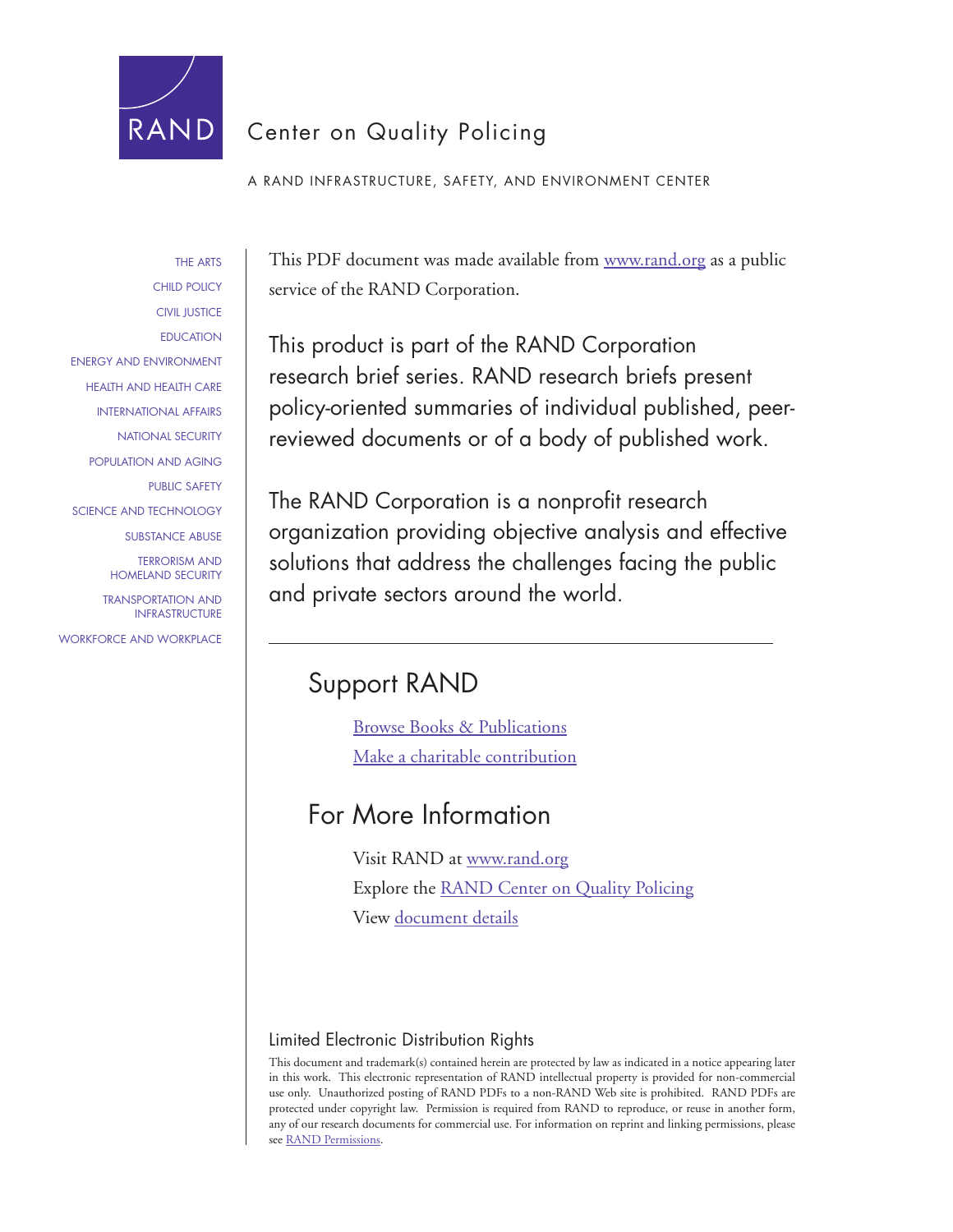RAND

# Center on Quality Policing

A RAND INFRASTRUCTURE, SAFETY, AND ENVIRONMENT CENTER

THE ARTS
CHILD POLICY
CIVIL JUSTICE
EDUCATION
ENERGY AND ENVIRONMENT
HEALTH AND HEALTH CARE
INTERNATIONAL AFFAIRS
NATIONAL SECURITY
POPULATION AND AGING
PUBLIC SAFETY
SCIENCE AND TECHNOLOGY
SUBSTANCE ABUSE
TERRORISM AND HOMELAND SECURITY
TRANSPORTATION AND INFRASTRUCTURE
WORKFORCE AND WORKPLACE

This PDF document was made available from [www.rand.org](www.rand.org) as a public service of the RAND Corporation.

This product is part of the RAND Corporation research brief series. RAND research briefs present policy-oriented summaries of individual published, peer-reviewed documents or of a body of published work.

The RAND Corporation is a nonprofit research organization providing objective analysis and effective solutions that address the challenges facing the public and private sectors around the world.

---

## Support RAND

[Browse Books & Publications]()
[Make a charitable contribution]()

## For More Information

Visit RAND at [www.rand.org](www.rand.org)
Explore the [RAND Center on Quality Policing]()
View [document details]()

### Limited Electronic Distribution Rights

This document and trademark(s) contained herein are protected by law as indicated in a notice appearing later in this work. This electronic representation of RAND intellectual property is provided for non-commercial use only. Unauthorized posting of RAND PDFs to a non-RAND Web site is prohibited. RAND PDFs are protected under copyright law. Permission is required from RAND to reproduce, or reuse in another form, any of our research documents for commercial use. For information on reprint and linking permissions, please see [RAND Permissions]().